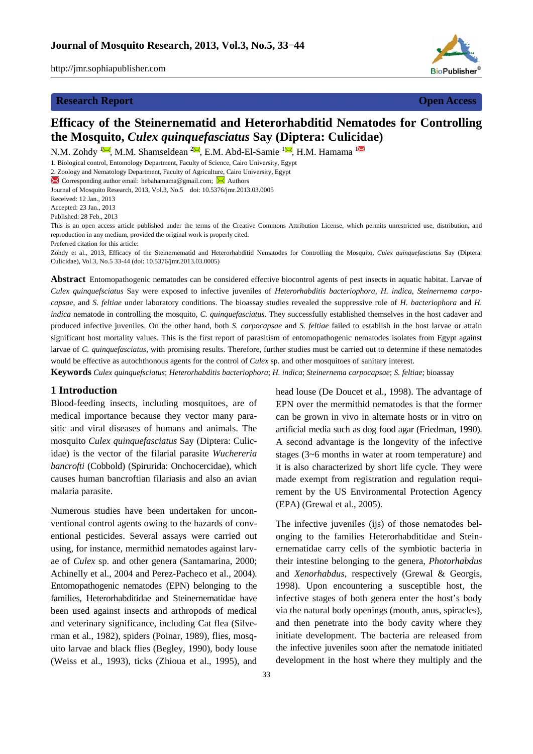**Research Report** **Open Access**

# Efficacy of the Steinernematid and Heterorhabditid Nematodes for Controlling the Mosquito, *Culex quinquefasciatus* Say (Diptera: Culicidae)

N.M. Zohdy [1], M.M. Shamseldean [2], E.M. Abd-El-Samie [1], H.M. Hamama [1]

1. Biological control, Entomology Department, Faculty of Science, Cairo University, Egypt
2. Zoology and Nematology Department, Faculty of Agriculture, Cairo University, Egypt

Corresponding author email: hebahamama@gmail.com; Authors

Journal of Mosquito Research, 2013, Vol.3, No.5 doi: 10.5376/jmr.2013.03.0005

Received: 12 Jan., 2013

Accepted: 23 Jan., 2013

Published: 28 Feb., 2013

This is an open access article published under the terms of the Creative Commons Attribution License, which permits unrestricted use, distribution, and reproduction in any medium, provided the original work is properly cited.

Preferred citation for this article:

Zohdy et al., 2013, Efficacy of the Steinernematid and Heterorhabditid Nematodes for Controlling the Mosquito, *Culex quinquefasciatus* Say (Diptera: Culicidae), Vol.3, No.5 33-44 (doi: 10.5376/jmr.2013.03.0005)

**Abstract** Entomopathogenic nematodes can be considered effective biocontrol agents of pest insects in aquatic habitat. Larvae of *Culex quinquefsciatus* Say were exposed to infective juveniles of *Heterorhabditis bacteriophora, H. indica, Steinernema carpocapsae*, and *S. feltiae* under laboratory conditions. The bioassay studies revealed the suppressive role of *H. bacteriophora* and *H. indica* nematode in controlling the mosquito, *C. quinquefasciatus*. They successfully established themselves in the host cadaver and produced infective juveniles. On the other hand, both *S. carpocapsae* and *S. feltiae* failed to establish in the host larvae or attain significant host mortality values. This is the first report of parasitism of entomopathogenic nematodes isolates from Egypt against larvae of *C. quinquefasciatus*, with promising results. Therefore, further studies must be carried out to determine if these nematodes would be effective as autochthonous agents for the control of *Culex* sp. and other mosquitoes of sanitary interest.

**Keywords** *Culex quinquefsciatus*; *Heterorhabditis bacteriophora*; *H. indica*; *Steinernema carpocapsae*; *S. feltiae*; bioassay

## 1 Introduction

Blood-feeding insects, including mosquitoes, are of medical importance because they vector many parasitic and viral diseases of humans and animals. The mosquito *Culex quinquefasciatus* Say (Diptera: Culicidae) is the vector of the filarial parasite *Wuchereria bancrofti* (Cobbold) (Spirurida: Onchocercidae), which causes human bancroftian filariasis and also an avian malaria parasite.

Numerous studies have been undertaken for unconventional control agents owing to the hazards of conventional pesticides. Several assays were carried out using, for instance, mermithid nematodes against larvae of *Culex* sp. and other genera (Santamarina, 2000; Achinelly et al., 2004 and Perez-Pacheco et al., 2004). Entomopathogenic nematodes (EPN) belonging to the families, Heterorhabditidae and Steinernematidae have been used against insects and arthropods of medical and veterinary significance, including Cat flea (Silverman et al., 1982), spiders (Poinar, 1989), flies, mosquito larvae and black flies (Begley, 1990), body louse (Weiss et al., 1993), ticks (Zhioua et al., 1995), and head louse (De Doucet et al., 1998). The advantage of EPN over the mermithid nematodes is that the former can be grown in vivo in alternate hosts or in vitro on artificial media such as dog food agar (Friedman, 1990). A second advantage is the longevity of the infective stages (3~6 months in water at room temperature) and it is also characterized by short life cycle. They were made exempt from registration and regulation requirement by the US Environmental Protection Agency (EPA) (Grewal et al., 2005).

The infective juveniles (ijs) of those nematodes belonging to the families Heterorhabditidae and Steinernematidae carry cells of the symbiotic bacteria in their intestine belonging to the genera, *Photorhabdus* and *Xenorhabdus*, respectively (Grewal & Georgis, 1998). Upon encountering a susceptible host, the infective stages of both genera enter the host's body via the natural body openings (mouth, anus, spiracles), and then penetrate into the body cavity where they initiate development. The bacteria are released from the infective juveniles soon after the nematode initiated development in the host where they multiply and the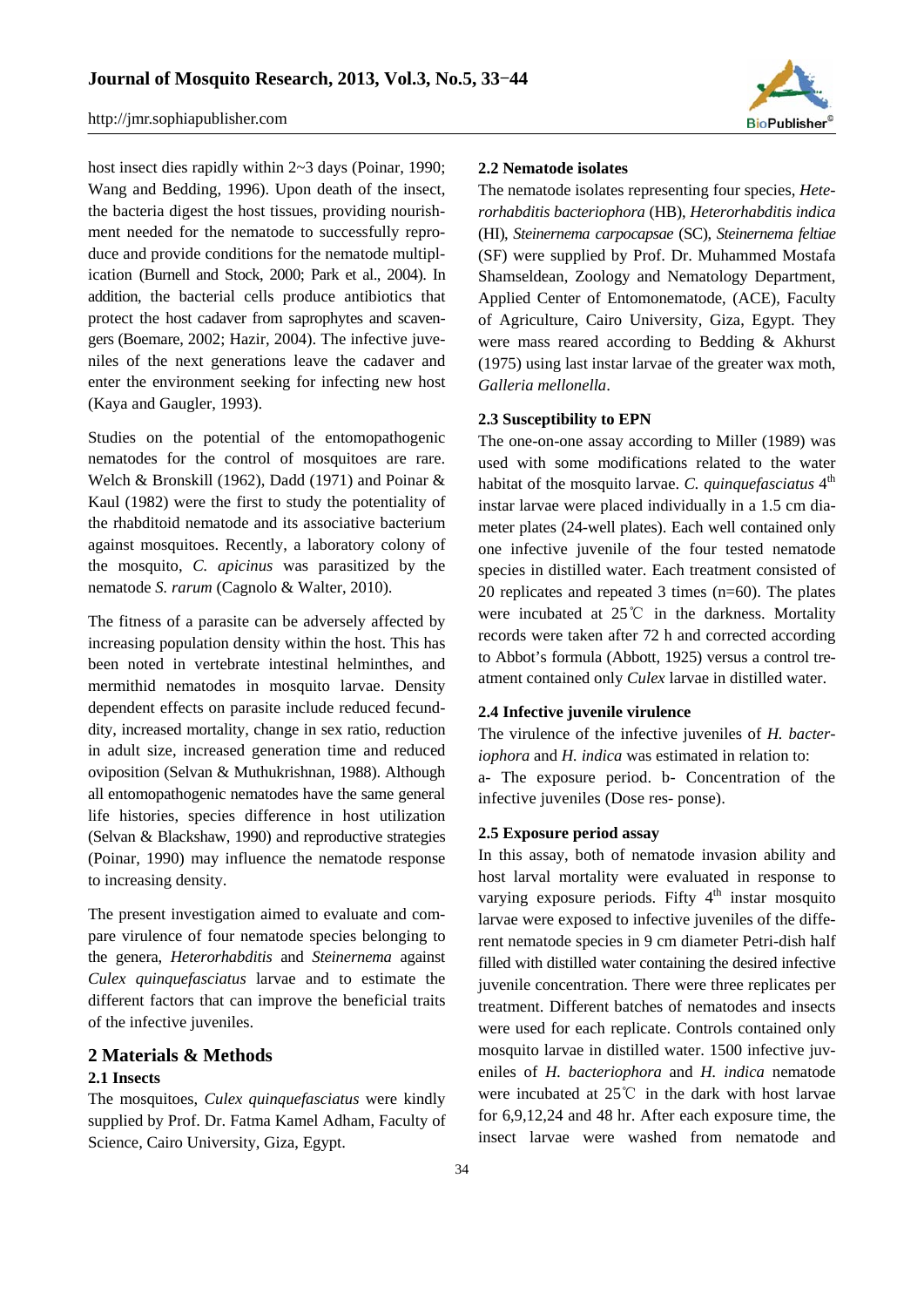host insect dies rapidly within 2~3 days (Poinar, 1990; Wang and Bedding, 1996). Upon death of the insect, the bacteria digest the host tissues, providing nourishment needed for the nematode to successfully reproduce and provide conditions for the nematode multiplication (Burnell and Stock, 2000; Park et al., 2004). In addition, the bacterial cells produce antibiotics that protect the host cadaver from saprophytes and scavengers (Boemare, 2002; Hazir, 2004). The infective juveniles of the next generations leave the cadaver and enter the environment seeking for infecting new host (Kaya and Gaugler, 1993).

Studies on the potential of the entomopathogenic nematodes for the control of mosquitoes are rare. Welch & Bronskill (1962), Dadd (1971) and Poinar & Kaul (1982) were the first to study the potentiality of the rhabditoid nematode and its associative bacterium against mosquitoes. Recently, a laboratory colony of the mosquito, *C. apicinus* was parasitized by the nematode *S. rarum* (Cagnolo & Walter, 2010).

The fitness of a parasite can be adversely affected by increasing population density within the host. This has been noted in vertebrate intestinal helminthes, and mermithid nematodes in mosquito larvae. Density dependent effects on parasite include reduced fecunddity, increased mortality, change in sex ratio, reduction in adult size, increased generation time and reduced oviposition (Selvan & Muthukrishnan, 1988). Although all entomopathogenic nematodes have the same general life histories, species difference in host utilization (Selvan & Blackshaw, 1990) and reproductive strategies (Poinar, 1990) may influence the nematode response to increasing density.

The present investigation aimed to evaluate and compare virulence of four nematode species belonging to the genera, *Heterorhabditis* and *Steinernema* against *Culex quinquefasciatus* larvae and to estimate the different factors that can improve the beneficial traits of the infective juveniles.

## 2 Materials & Methods

### 2.1 Insects

The mosquitoes, *Culex quinquefasciatus* were kindly supplied by Prof. Dr. Fatma Kamel Adham, Faculty of Science, Cairo University, Giza, Egypt.

### 2.2 Nematode isolates

The nematode isolates representing four species, *Heterorhabditis bacteriophora* (HB), *Heterorhabditis indica* (HI), *Steinernema carpocapsae* (SC), *Steinernema feltiae* (SF) were supplied by Prof. Dr. Muhammed Mostafa Shamseldean, Zoology and Nematology Department, Applied Center of Entomonematode, (ACE), Faculty of Agriculture, Cairo University, Giza, Egypt. They were mass reared according to Bedding & Akhurst (1975) using last instar larvae of the greater wax moth, *Galleria mellonella*.

### 2.3 Susceptibility to EPN

The one-on-one assay according to Miller (1989) was used with some modifications related to the water habitat of the mosquito larvae. *C. quinquefasciatus* 4$^{th}$ instar larvae were placed individually in a 1.5 cm diameter plates (24-well plates). Each well contained only one infective juvenile of the four tested nematode species in distilled water. Each treatment consisted of 20 replicates and repeated 3 times (n=60). The plates were incubated at 25℃ in the darkness. Mortality records were taken after 72 h and corrected according to Abbot's formula (Abbott, 1925) versus a control treatment contained only *Culex* larvae in distilled water.

### 2.4 Infective juvenile virulence

The virulence of the infective juveniles of *H. bacteriophora* and *H. indica* was estimated in relation to:

a- The exposure period. b- Concentration of the infective juveniles (Dose res- ponse).

### 2.5 Exposure period assay

In this assay, both of nematode invasion ability and host larval mortality were evaluated in response to varying exposure periods. Fifty 4$^{th}$ instar mosquito larvae were exposed to infective juveniles of the different nematode species in 9 cm diameter Petri-dish half filled with distilled water containing the desired infective juvenile concentration. There were three replicates per treatment. Different batches of nematodes and insects were used for each replicate. Controls contained only mosquito larvae in distilled water. 1500 infective juveniles of *H. bacteriophora* and *H. indica* nematode were incubated at 25℃ in the dark with host larvae for 6,9,12,24 and 48 hr. After each exposure time, the insect larvae were washed from nematode and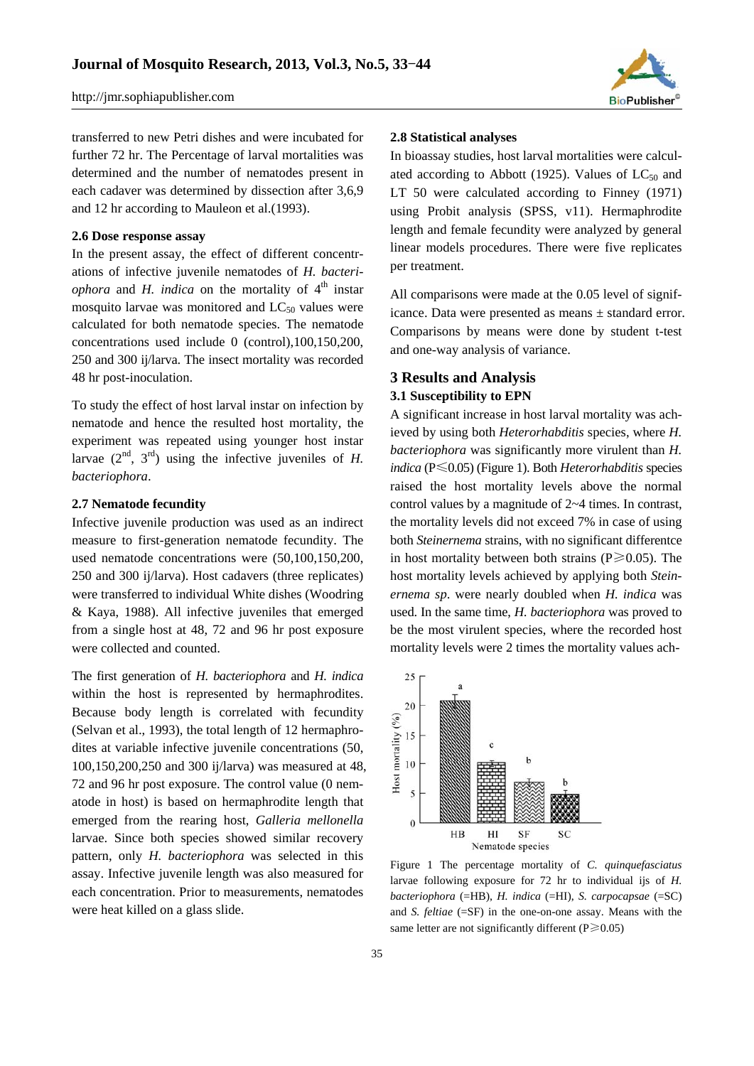transferred to new Petri dishes and were incubated for further 72 hr. The Percentage of larval mortalities was determined and the number of nematodes present in each cadaver was determined by dissection after 3,6,9 and 12 hr according to Mauleon et al.(1993).

### 2.6 Dose response assay

In the present assay, the effect of different concentrations of infective juvenile nematodes of *H. bacteriophora* and *H. indica* on the mortality of $4^{th}$ instar mosquito larvae was monitored and $LC_{50}$ values were calculated for both nematode species. The nematode concentrations used include 0 (control),100,150,200, 250 and 300 ij/larva. The insect mortality was recorded 48 hr post-inoculation.

To study the effect of host larval instar on infection by nematode and hence the resulted host mortality, the experiment was repeated using younger host instar larvae ($2^{nd}$, $3^{rd}$) using the infective juveniles of *H. bacteriophora*.

### 2.7 Nematode fecundity

Infective juvenile production was used as an indirect measure to first-generation nematode fecundity. The used nematode concentrations were (50,100,150,200, 250 and 300 ij/larva). Host cadavers (three replicates) were transferred to individual White dishes (Woodring & Kaya, 1988). All infective juveniles that emerged from a single host at 48, 72 and 96 hr post exposure were collected and counted.

The first generation of *H. bacteriophora* and *H. indica* within the host is represented by hermaphrodites. Because body length is correlated with fecundity (Selvan et al., 1993), the total length of 12 hermaphrodites at variable infective juvenile concentrations (50, 100,150,200,250 and 300 ij/larva) was measured at 48, 72 and 96 hr post exposure. The control value (0 nematode in host) is based on hermaphrodite length that emerged from the rearing host, *Galleria mellonella* larvae. Since both species showed similar recovery pattern, only *H. bacteriophora* was selected in this assay. Infective juvenile length was also measured for each concentration. Prior to measurements, nematodes were heat killed on a glass slide.

### 2.8 Statistical analyses

In bioassay studies, host larval mortalities were calculated according to Abbott (1925). Values of $LC_{50}$ and LT 50 were calculated according to Finney (1971) using Probit analysis (SPSS, v11). Hermaphrodite length and female fecundity were analyzed by general linear models procedures. There were five replicates per treatment.

All comparisons were made at the 0.05 level of significance. Data were presented as means ± standard error. Comparisons by means were done by student t-test and one-way analysis of variance.

## 3 Results and Analysis

### 3.1 Susceptibility to EPN

A significant increase in host larval mortality was achieved by using both *Heterorhabditis* species, where *H. bacteriophora* was significantly more virulent than *H. indica* ($P \leqslant 0.05$) (Figure 1). Both *Heterorhabditis* species raised the host mortality levels above the normal control values by a magnitude of 2~4 times. In contrast, the mortality levels did not exceed 7% in case of using both *Steinernema* strains, with no significant differentce in host mortality between both strains ($P \geqslant 0.05$). The host mortality levels achieved by applying both *Steinernema sp*. were nearly doubled when *H. indica* was used. In the same time, *H. bacteriophora* was proved to be the most virulent species, where the recorded host mortality levels were 2 times the mortality values ach-

Figure 1 The percentage mortality of *C. quinquefasciatus* larvae following exposure for 72 hr to individual ijs of *H. bacteriophora* (=HB), *H. indica* (=HI), *S. carpocapsae* (=SC) and *S. feltiae* (=SF) in the one-on-one assay. Means with the same letter are not significantly different ($P \geqslant 0.05$)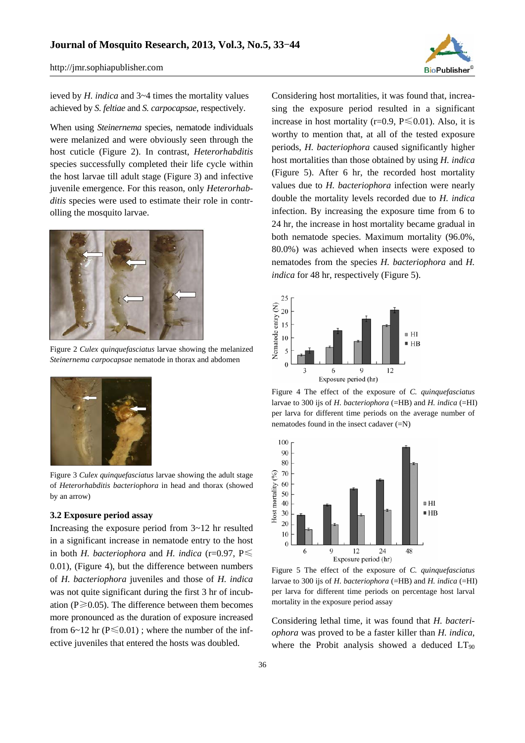ieved by *H. indica* and 3~4 times the mortality values achieved by *S. feltiae* and *S. carpocapsae*, respectively.

When using *Steinernema* species, nematode individuals were melanized and were obviously seen through the host cuticle (Figure 2). In contrast, *Heterorhabditis* species successfully completed their life cycle within the host larvae till adult stage (Figure 3) and infective juvenile emergence. For this reason, only *Heterorhabditis* species were used to estimate their role in controlling the mosquito larvae.

Figure 2 *Culex quinquefasciatus* larvae showing the melanized *Steinernema carpocapsae* nematode in thorax and abdomen

Figure 3 *Culex quinquefasciatus* larvae showing the adult stage of *Heterorhabditis bacteriophora* in head and thorax (showed by an arrow)

### 3.2 Exposure period assay

Increasing the exposure period from 3~12 hr resulted in a significant increase in nematode entry to the host in both *H. bacteriophora* and *H. indica* ($r=0.97$, $P\leqslant 0.01$), (Figure 4), but the difference between numbers of *H. bacteriophora* juveniles and those of *H. indica* was not quite significant during the first 3 hr of incubation ($P\geqslant 0.05$). The difference between them becomes more pronounced as the duration of exposure increased from 6~12 hr ($P\leqslant 0.01$) ; where the number of the infective juveniles that entered the hosts was doubled.

Considering host mortalities, it was found that, increasing the exposure period resulted in a significant increase in host mortality ($r=0.9$, $P\leqslant 0.01$). Also, it is worthy to mention that, at all of the tested exposure periods, *H. bacteriophora* caused significantly higher host mortalities than those obtained by using *H. indica* (Figure 5). After 6 hr, the recorded host mortality values due to *H. bacteriophora* infection were nearly double the mortality levels recorded due to *H. indica* infection. By increasing the exposure time from 6 to 24 hr, the increase in host mortality became gradual in both nematode species. Maximum mortality (96.0%, 80.0%) was achieved when insects were exposed to nematodes from the species *H. bacteriophora* and *H. indica* for 48 hr, respectively (Figure 5).

Figure 4 The effect of the exposure of *C. quinquefasciatus* larvae to 300 ijs of *H. bacteriophora* (=HB) and *H. indica* (=HI) per larva for different time periods on the average number of nematodes found in the insect cadaver (=N)

Figure 5 The effect of the exposure of *C. quinquefasciatus* larvae to 300 ijs of *H. bacteriophora* (=HB) and *H. indica* (=HI) per larva for different time periods on percentage host larval mortality in the exposure period assay

Considering lethal time, it was found that *H. bacteriophora* was proved to be a faster killer than *H. indica*, where the Probit analysis showed a deduced $LT_{90}$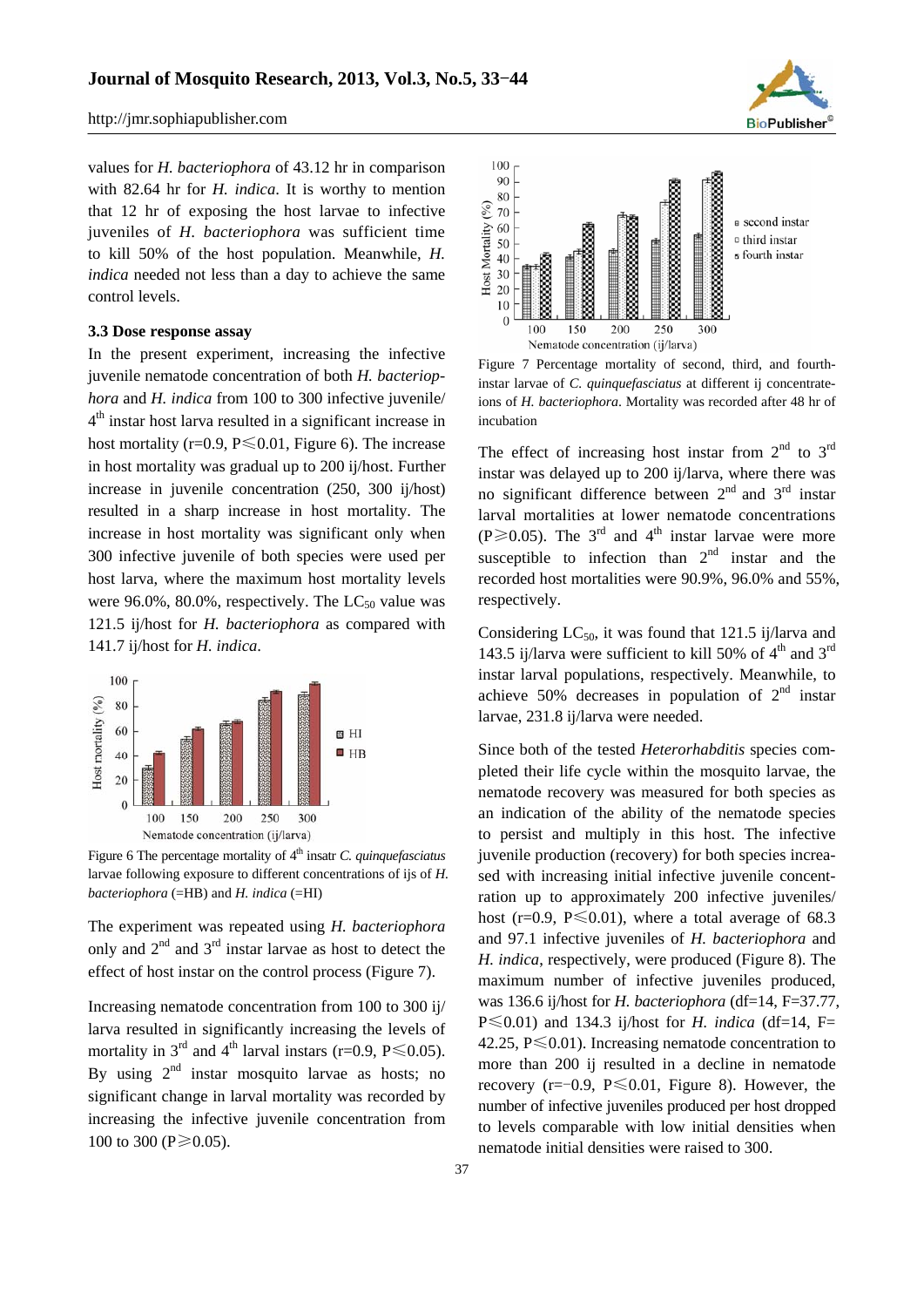values for *H. bacteriophora* of 43.12 hr in comparison with 82.64 hr for *H. indica*. It is worthy to mention that 12 hr of exposing the host larvae to infective juveniles of *H. bacteriophora* was sufficient time to kill 50% of the host population. Meanwhile, *H. indica* needed not less than a day to achieve the same control levels.

### 3.3 Dose response assay

In the present experiment, increasing the infective juvenile nematode concentration of both *H. bacteriophora* and *H. indica* from 100 to 300 infective juvenile/ $4^{th}$ instar host larva resulted in a significant increase in host mortality (r=0.9, $P \leqslant 0.01$, Figure 6). The increase in host mortality was gradual up to 200 ij/host. Further increase in juvenile concentration (250, 300 ij/host) resulted in a sharp increase in host mortality. The increase in host mortality was significant only when 300 infective juvenile of both species were used per host larva, where the maximum host mortality levels were 96.0%, 80.0%, respectively. The $LC_{50}$ value was 121.5 ij/host for *H. bacteriophora* as compared with 141.7 ij/host for *H. indica*.

Figure 6 The percentage mortality of $4^{th}$ insatr *C. quinquefasciatus* larvae following exposure to different concentrations of ijs of *H. bacteriophora* (=HB) and *H. indica* (=HI)

The experiment was repeated using *H. bacteriophora* only and $2^{nd}$ and $3^{rd}$ instar larvae as host to detect the effect of host instar on the control process (Figure 7).

Increasing nematode concentration from 100 to 300 ij/ larva resulted in significantly increasing the levels of mortality in $3^{rd}$ and $4^{th}$ larval instars (r=0.9, $P \leqslant 0.05$). By using $2^{nd}$ instar mosquito larvae as hosts; no significant change in larval mortality was recorded by increasing the infective juvenile concentration from 100 to 300 ($P \geqslant 0.05$).

Figure 7 Percentage mortality of second, third, and fourth-instar larvae of *C. quinquefasciatus* at different ij concentrate-ions of *H. bacteriophora*. Mortality was recorded after 48 hr of incubation

The effect of increasing host instar from $2^{nd}$ to $3^{rd}$ instar was delayed up to 200 ij/larva, where there was no significant difference between $2^{nd}$ and $3^{rd}$ instar larval mortalities at lower nematode concentrations ($P \geqslant 0.05$). The $3^{rd}$ and $4^{th}$ instar larvae were more susceptible to infection than $2^{nd}$ instar and the recorded host mortalities were 90.9%, 96.0% and 55%, respectively.

Considering $LC_{50}$, it was found that 121.5 ij/larva and 143.5 ij/larva were sufficient to kill 50% of $4^{th}$ and $3^{rd}$ instar larval populations, respectively. Meanwhile, to achieve 50% decreases in population of $2^{nd}$ instar larvae, 231.8 ij/larva were needed.

Since both of the tested *Heterorhabditis* species completed their life cycle within the mosquito larvae, the nematode recovery was measured for both species as an indication of the ability of the nematode species to persist and multiply in this host. The infective juvenile production (recovery) for both species increased with increasing initial infective juvenile concentration up to approximately 200 infective juveniles/ host (r=0.9, $P \leqslant 0.01$), where a total average of 68.3 and 97.1 infective juveniles of *H. bacteriophora* and *H. indica*, respectively, were produced (Figure 8). The maximum number of infective juveniles produced, was 136.6 ij/host for *H. bacteriophora* (df=14, F=37.77, $P \leqslant 0.01$) and 134.3 ij/host for *H. indica* (df=14, F=42.25, $P \leqslant 0.01$). Increasing nematode concentration to more than 200 ij resulted in a decline in nematode recovery (r=−0.9, $P \leqslant 0.01$, Figure 8). However, the number of infective juveniles produced per host dropped to levels comparable with low initial densities when nematode initial densities were raised to 300.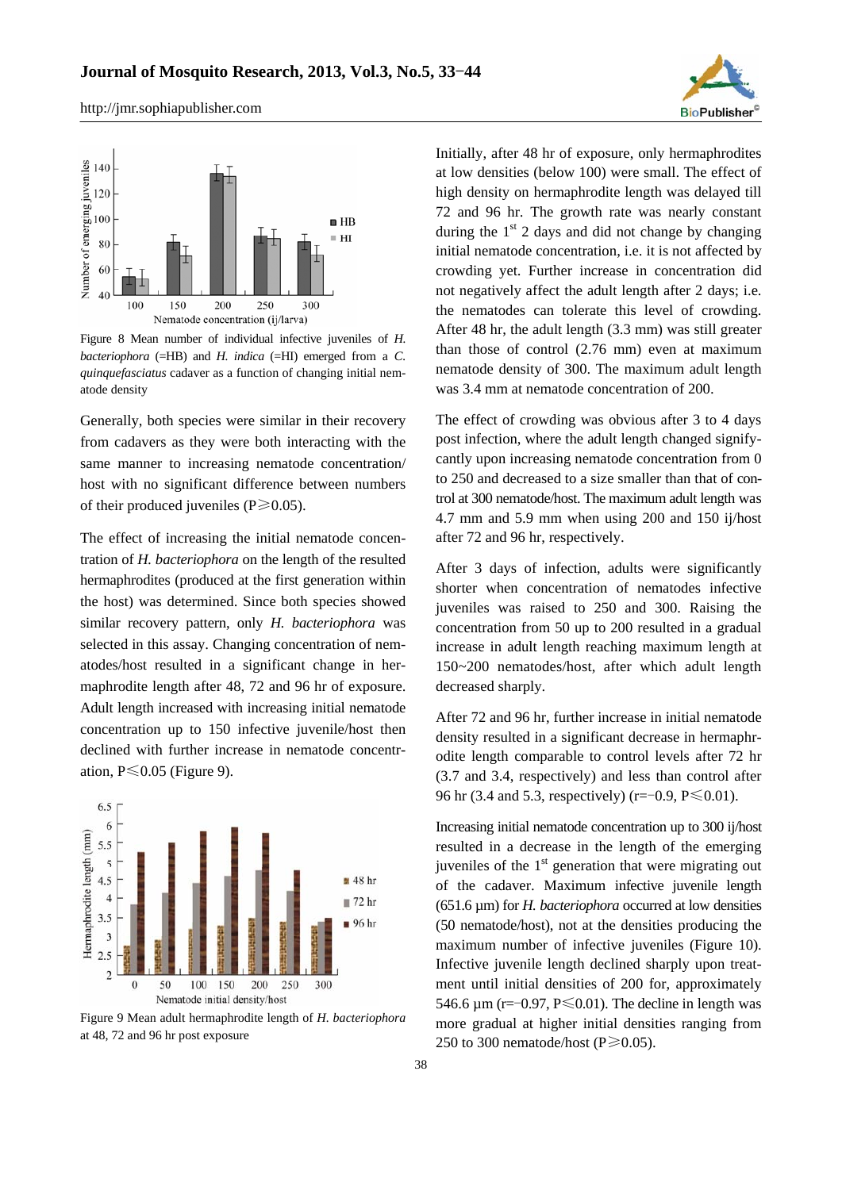Figure 8 Mean number of individual infective juveniles of *H. bacteriophora* (=HB) and *H. indica* (=HI) emerged from a *C. quinquefasciatus* cadaver as a function of changing initial nematode density

Generally, both species were similar in their recovery from cadavers as they were both interacting with the same manner to increasing nematode concentration/host with no significant difference between numbers of their produced juveniles ($P \geq 0.05$).

The effect of increasing the initial nematode concentration of *H. bacteriophora* on the length of the resulted hermaphrodites (produced at the first generation within the host) was determined. Since both species showed similar recovery pattern, only *H. bacteriophora* was selected in this assay. Changing concentration of nematodes/host resulted in a significant change in hermaphrodite length after 48, 72 and 96 hr of exposure. Adult length increased with increasing initial nematode concentration up to 150 infective juvenile/host then declined with further increase in nematode concentration, $P \leq 0.05$ (Figure 9).

Figure 9 Mean adult hermaphrodite length of *H. bacteriophora* at 48, 72 and 96 hr post exposure

Initially, after 48 hr of exposure, only hermaphrodites at low densities (below 100) were small. The effect of high density on hermaphrodite length was delayed till 72 and 96 hr. The growth rate was nearly constant during the 1st 2 days and did not change by changing initial nematode concentration, i.e. it is not affected by crowding yet. Further increase in concentration did not negatively affect the adult length after 2 days; i.e. the nematodes can tolerate this level of crowding. After 48 hr, the adult length (3.3 mm) was still greater than those of control (2.76 mm) even at maximum nematode density of 300. The maximum adult length was 3.4 mm at nematode concentration of 200.

The effect of crowding was obvious after 3 to 4 days post infection, where the adult length changed signifycantly upon increasing nematode concentration from 0 to 250 and decreased to a size smaller than that of control at 300 nematode/host. The maximum adult length was 4.7 mm and 5.9 mm when using 200 and 150 ij/host after 72 and 96 hr, respectively.

After 3 days of infection, adults were significantly shorter when concentration of nematodes infective juveniles was raised to 250 and 300. Raising the concentration from 50 up to 200 resulted in a gradual increase in adult length reaching maximum length at 150~200 nematodes/host, after which adult length decreased sharply.

After 72 and 96 hr, further increase in initial nematode density resulted in a significant decrease in hermaphrodite length comparable to control levels after 72 hr (3.7 and 3.4, respectively) and less than control after 96 hr (3.4 and 5.3, respectively) ($r=-0.9$, $P \leq 0.01$).

Increasing initial nematode concentration up to 300 ij/host resulted in a decrease in the length of the emerging juveniles of the 1st generation that were migrating out of the cadaver. Maximum infective juvenile length (651.6 μm) for *H. bacteriophora* occurred at low densities (50 nematode/host), not at the densities producing the maximum number of infective juveniles (Figure 10). Infective juvenile length declined sharply upon treatment until initial densities of 200 for, approximately 546.6 μm ($r=-0.97$, $P \leq 0.01$). The decline in length was more gradual at higher initial densities ranging from 250 to 300 nematode/host ($P \geq 0.05$).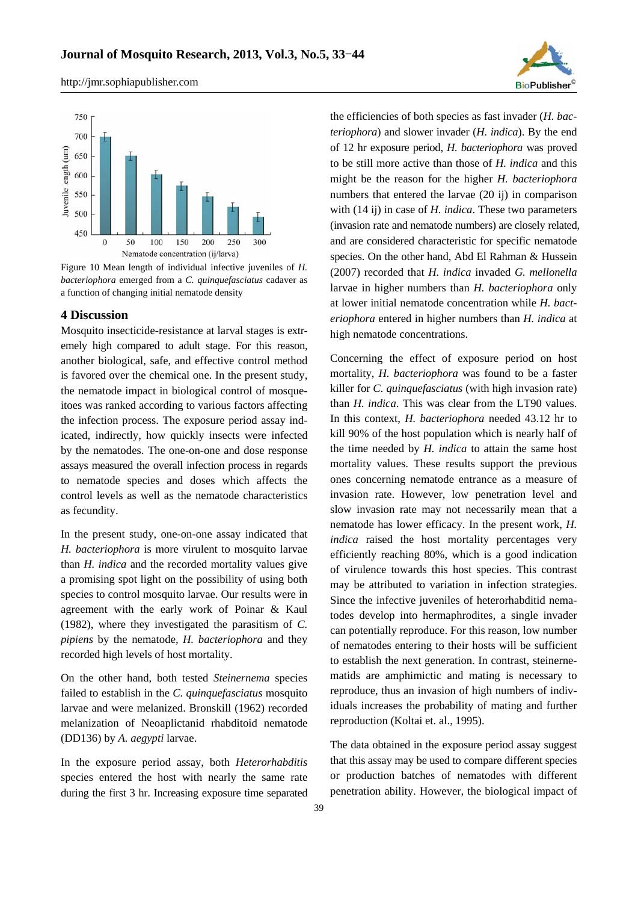Figure 10 Mean length of individual infective juveniles of *H. bacteriophora* emerged from a *C. quinquefasciatus* cadaver as a function of changing initial nematode density

## 4 Discussion

Mosquito insecticide-resistance at larval stages is extremely high compared to adult stage. For this reason, another biological, safe, and effective control method is favored over the chemical one. In the present study, the nematode impact in biological control of mosquitoes was ranked according to various factors affecting the infection process. The exposure period assay indicated, indirectly, how quickly insects were infected by the nematodes. The one-on-one and dose response assays measured the overall infection process in regards to nematode species and doses which affects the control levels as well as the nematode characteristics as fecundity.

In the present study, one-on-one assay indicated that *H. bacteriophora* is more virulent to mosquito larvae than *H. indica* and the recorded mortality values give a promising spot light on the possibility of using both species to control mosquito larvae. Our results were in agreement with the early work of Poinar & Kaul (1982), where they investigated the parasitism of *C. pipiens* by the nematode, *H. bacteriophora* and they recorded high levels of host mortality.

On the other hand, both tested *Steinernema* species failed to establish in the *C. quinquefasciatus* mosquito larvae and were melanized. Bronskill (1962) recorded melanization of Neoaplictanid rhabditoid nematode (DD136) by *A. aegypti* larvae.

In the exposure period assay, both *Heterorhabditis* species entered the host with nearly the same rate during the first 3 hr. Increasing exposure time separated the efficiencies of both species as fast invader (*H. bacteriophora*) and slower invader (*H. indica*). By the end of 12 hr exposure period, *H. bacteriophora* was proved to be still more active than those of *H. indica* and this might be the reason for the higher *H. bacteriophora* numbers that entered the larvae (20 ij) in comparison with (14 ij) in case of *H. indica*. These two parameters (invasion rate and nematode numbers) are closely related, and are considered characteristic for specific nematode species. On the other hand, Abd El Rahman & Hussein (2007) recorded that *H. indica* invaded *G. mellonella* larvae in higher numbers than *H. bacteriophora* only at lower initial nematode concentration while *H. bacteriophora* entered in higher numbers than *H. indica* at high nematode concentrations.

Concerning the effect of exposure period on host mortality, *H. bacteriophora* was found to be a faster killer for *C. quinquefasciatus* (with high invasion rate) than *H. indica*. This was clear from the LT90 values. In this context, *H. bacteriophora* needed 43.12 hr to kill 90% of the host population which is nearly half of the time needed by *H. indica* to attain the same host mortality values. These results support the previous ones concerning nematode entrance as a measure of invasion rate. However, low penetration level and slow invasion rate may not necessarily mean that a nematode has lower efficacy. In the present work, *H. indica* raised the host mortality percentages very efficiently reaching 80%, which is a good indication of virulence towards this host species. This contrast may be attributed to variation in infection strategies. Since the infective juveniles of heterorhabditid nematodes develop into hermaphrodites, a single invader can potentially reproduce. For this reason, low number of nematodes entering to their hosts will be sufficient to establish the next generation. In contrast, steinernematids are amphimictic and mating is necessary to reproduce, thus an invasion of high numbers of individuals increases the probability of mating and further reproduction (Koltai et. al., 1995).

The data obtained in the exposure period assay suggest that this assay may be used to compare different species or production batches of nematodes with different penetration ability. However, the biological impact of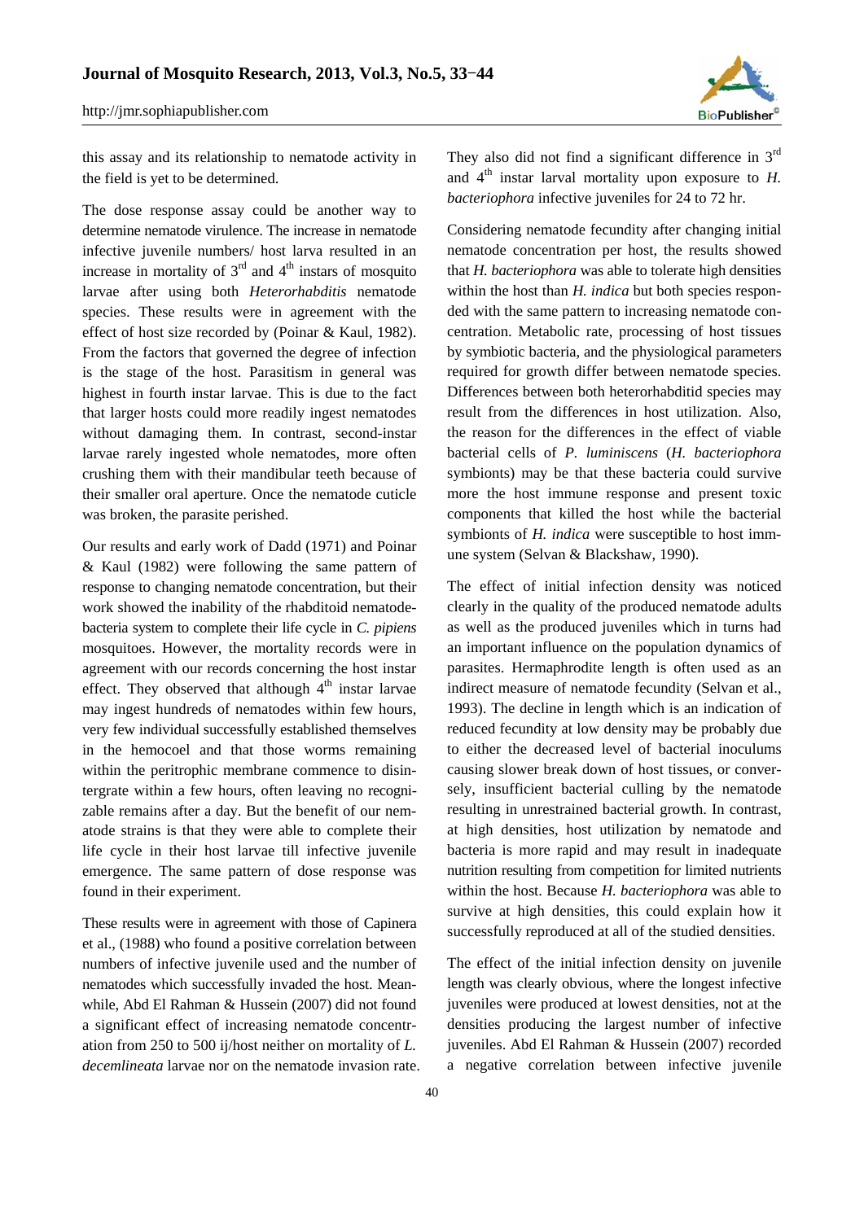this assay and its relationship to nematode activity in the field is yet to be determined.

The dose response assay could be another way to determine nematode virulence. The increase in nematode infective juvenile numbers/ host larva resulted in an increase in mortality of 3rd and 4th instars of mosquito larvae after using both *Heterorhabditis* nematode species. These results were in agreement with the effect of host size recorded by (Poinar & Kaul, 1982). From the factors that governed the degree of infection is the stage of the host. Parasitism in general was highest in fourth instar larvae. This is due to the fact that larger hosts could more readily ingest nematodes without damaging them. In contrast, second-instar larvae rarely ingested whole nematodes, more often crushing them with their mandibular teeth because of their smaller oral aperture. Once the nematode cuticle was broken, the parasite perished.

Our results and early work of Dadd (1971) and Poinar & Kaul (1982) were following the same pattern of response to changing nematode concentration, but their work showed the inability of the rhabditoid nematode-bacteria system to complete their life cycle in *C. pipiens* mosquitoes. However, the mortality records were in agreement with our records concerning the host instar effect. They observed that although 4th instar larvae may ingest hundreds of nematodes within few hours, very few individual successfully established themselves in the hemocoel and that those worms remaining within the peritrophic membrane commence to disintergrate within a few hours, often leaving no recognizable remains after a day. But the benefit of our nematode strains is that they were able to complete their life cycle in their host larvae till infective juvenile emergence. The same pattern of dose response was found in their experiment.

These results were in agreement with those of Capinera et al., (1988) who found a positive correlation between numbers of infective juvenile used and the number of nematodes which successfully invaded the host. Meanwhile, Abd El Rahman & Hussein (2007) did not found a significant effect of increasing nematode concentration from 250 to 500 ij/host neither on mortality of *L. decemlineata* larvae nor on the nematode invasion rate. They also did not find a significant difference in 3rd and 4th instar larval mortality upon exposure to *H. bacteriophora* infective juveniles for 24 to 72 hr.

Considering nematode fecundity after changing initial nematode concentration per host, the results showed that *H. bacteriophora* was able to tolerate high densities within the host than *H. indica* but both species responded with the same pattern to increasing nematode concentration. Metabolic rate, processing of host tissues by symbiotic bacteria, and the physiological parameters required for growth differ between nematode species. Differences between both heterorhabditid species may result from the differences in host utilization. Also, the reason for the differences in the effect of viable bacterial cells of *P. luminiscens* (*H. bacteriophora* symbionts) may be that these bacteria could survive more the host immune response and present toxic components that killed the host while the bacterial symbionts of *H. indica* were susceptible to host immune system (Selvan & Blackshaw, 1990).

The effect of initial infection density was noticed clearly in the quality of the produced nematode adults as well as the produced juveniles which in turns had an important influence on the population dynamics of parasites. Hermaphrodite length is often used as an indirect measure of nematode fecundity (Selvan et al., 1993). The decline in length which is an indication of reduced fecundity at low density may be probably due to either the decreased level of bacterial inoculums causing slower break down of host tissues, or conversely, insufficient bacterial culling by the nematode resulting in unrestrained bacterial growth. In contrast, at high densities, host utilization by nematode and bacteria is more rapid and may result in inadequate nutrition resulting from competition for limited nutrients within the host. Because *H. bacteriophora* was able to survive at high densities, this could explain how it successfully reproduced at all of the studied densities.

The effect of the initial infection density on juvenile length was clearly obvious, where the longest infective juveniles were produced at lowest densities, not at the densities producing the largest number of infective juveniles. Abd El Rahman & Hussein (2007) recorded a negative correlation between infective juvenile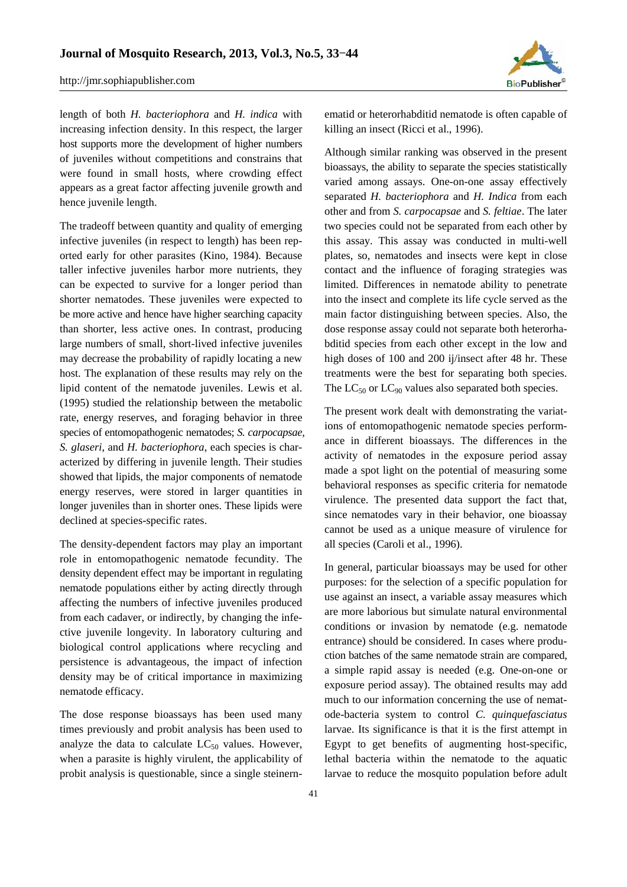length of both *H. bacteriophora* and *H. indica* with increasing infection density. In this respect, the larger host supports more the development of higher numbers of juveniles without competitions and constrains that were found in small hosts, where crowding effect appears as a great factor affecting juvenile growth and hence juvenile length.

The tradeoff between quantity and quality of emerging infective juveniles (in respect to length) has been reported early for other parasites (Kino, 1984). Because taller infective juveniles harbor more nutrients, they can be expected to survive for a longer period than shorter nematodes. These juveniles were expected to be more active and hence have higher searching capacity than shorter, less active ones. In contrast, producing large numbers of small, short-lived infective juveniles may decrease the probability of rapidly locating a new host. The explanation of these results may rely on the lipid content of the nematode juveniles. Lewis et al. (1995) studied the relationship between the metabolic rate, energy reserves, and foraging behavior in three species of entomopathogenic nematodes; *S. carpocapsae*, *S. glaseri*, and *H. bacteriophora*, each species is characterized by differing in juvenile length. Their studies showed that lipids, the major components of nematode energy reserves, were stored in larger quantities in longer juveniles than in shorter ones. These lipids were declined at species-specific rates.

The density-dependent factors may play an important role in entomopathogenic nematode fecundity. The density dependent effect may be important in regulating nematode populations either by acting directly through affecting the numbers of infective juveniles produced from each cadaver, or indirectly, by changing the infective juvenile longevity. In laboratory culturing and biological control applications where recycling and persistence is advantageous, the impact of infection density may be of critical importance in maximizing nematode efficacy.

The dose response bioassays has been used many times previously and probit analysis has been used to analyze the data to calculate $LC_{50}$ values. However, when a parasite is highly virulent, the applicability of probit analysis is questionable, since a single steinernematid or heterorhabditid nematode is often capable of killing an insect (Ricci et al., 1996).

Although similar ranking was observed in the present bioassays, the ability to separate the species statistically varied among assays. One-on-one assay effectively separated *H. bacteriophora* and *H. Indica* from each other and from *S. carpocapsae* and *S. feltiae*. The later two species could not be separated from each other by this assay. This assay was conducted in multi-well plates, so, nematodes and insects were kept in close contact and the influence of foraging strategies was limited. Differences in nematode ability to penetrate into the insect and complete its life cycle served as the main factor distinguishing between species. Also, the dose response assay could not separate both heterorhabditid species from each other except in the low and high doses of 100 and 200 ij/insect after 48 hr. These treatments were the best for separating both species. The $LC_{50}$ or $LC_{90}$ values also separated both species.

The present work dealt with demonstrating the variations of entomopathogenic nematode species performance in different bioassays. The differences in the activity of nematodes in the exposure period assay made a spot light on the potential of measuring some behavioral responses as specific criteria for nematode virulence. The presented data support the fact that, since nematodes vary in their behavior, one bioassay cannot be used as a unique measure of virulence for all species (Caroli et al., 1996).

In general, particular bioassays may be used for other purposes: for the selection of a specific population for use against an insect, a variable assay measures which are more laborious but simulate natural environmental conditions or invasion by nematode (e.g. nematode entrance) should be considered. In cases where production batches of the same nematode strain are compared, a simple rapid assay is needed (e.g. One-on-one or exposure period assay). The obtained results may add much to our information concerning the use of nematode-bacteria system to control *C. quinquefasciatus* larvae. Its significance is that it is the first attempt in Egypt to get benefits of augmenting host-specific, lethal bacteria within the nematode to the aquatic larvae to reduce the mosquito population before adult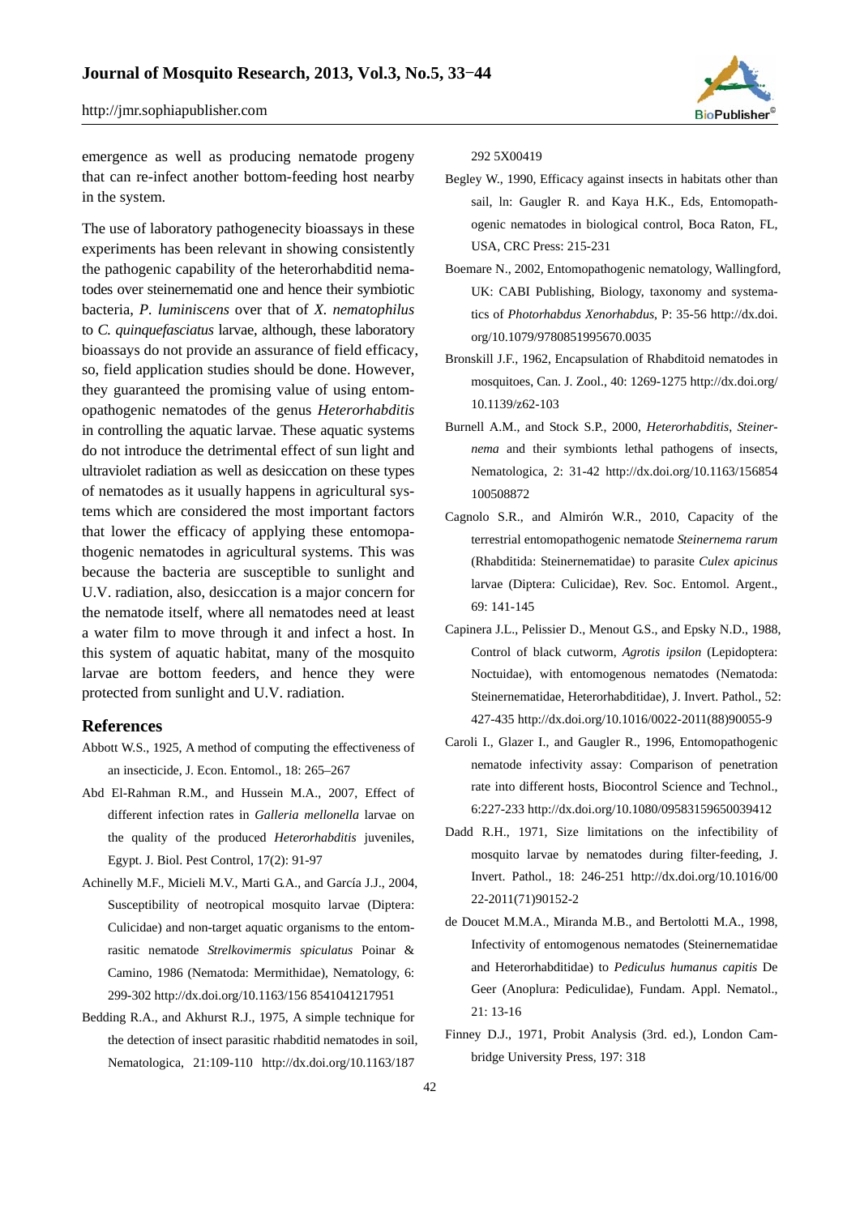emergence as well as producing nematode progeny that can re-infect another bottom-feeding host nearby in the system.

The use of laboratory pathogenecity bioassays in these experiments has been relevant in showing consistently the pathogenic capability of the heterorhabditid nematodes over steinernematid one and hence their symbiotic bacteria, *P. luminiscens* over that of *X. nematophilus* to *C. quinquefasciatus* larvae, although, these laboratory bioassays do not provide an assurance of field efficacy, so, field application studies should be done. However, they guaranteed the promising value of using entomopathogenic nematodes of the genus *Heterorhabditis* in controlling the aquatic larvae. These aquatic systems do not introduce the detrimental effect of sun light and ultraviolet radiation as well as desiccation on these types of nematodes as it usually happens in agricultural systems which are considered the most important factors that lower the efficacy of applying these entomopathogenic nematodes in agricultural systems. This was because the bacteria are susceptible to sunlight and U.V. radiation, also, desiccation is a major concern for the nematode itself, where all nematodes need at least a water film to move through it and infect a host. In this system of aquatic habitat, many of the mosquito larvae are bottom feeders, and hence they were protected from sunlight and U.V. radiation.

## References

Abbott W.S., 1925, A method of computing the effectiveness of an insecticide, J. Econ. Entomol., 18: 265–267

Abd El-Rahman R.M., and Hussein M.A., 2007, Effect of different infection rates in *Galleria mellonella* larvae on the quality of the produced *Heterorhabditis* juveniles, Egypt. J. Biol. Pest Control, 17(2): 91-97

Achinelly M.F., Micieli M.V., Marti G.A., and García J.J., 2004, Susceptibility of neotropical mosquito larvae (Diptera: Culicidae) and non-target aquatic organisms to the entomrasitic nematode *Strelkovimermis spiculatus* Poinar & Camino, 1986 (Nematoda: Mermithidae), Nematology, 6: 299-302 http://dx.doi.org/10.1163/156 8541041217951

Bedding R.A., and Akhurst R.J., 1975, A simple technique for the detection of insect parasitic rhabditid nematodes in soil, Nematologica, 21:109-110 http://dx.doi.org/10.1163/187 292 5X00419

Begley W., 1990, Efficacy against insects in habitats other than sail, ln: Gaugler R. and Kaya H.K., Eds, Entomopathogenic nematodes in biological control, Boca Raton, FL, USA, CRC Press: 215-231

Boemare N., 2002, Entomopathogenic nematology, Wallingford, UK: CABI Publishing, Biology, taxonomy and systematics of *Photorhabdus Xenorhabdus*, P: 35-56 http://dx.doi.org/10.1079/9780851995670.0035

Bronskill J.F., 1962, Encapsulation of Rhabditoid nematodes in mosquitoes, Can. J. Zool., 40: 1269-1275 http://dx.doi.org/10.1139/z62-103

Burnell A.M., and Stock S.P., 2000, *Heterorhabditis*, *Steinernema* and their symbionts lethal pathogens of insects, Nematologica, 2: 31-42 http://dx.doi.org/10.1163/156854 100508872

Cagnolo S.R., and Almirón W.R., 2010, Capacity of the terrestrial entomopathogenic nematode *Steinernema rarum* (Rhabditida: Steinernematidae) to parasite *Culex apicinus* larvae (Diptera: Culicidae), Rev. Soc. Entomol. Argent., 69: 141-145

Capinera J.L., Pelissier D., Menout G.S., and Epsky N.D., 1988, Control of black cutworm, *Agrotis ipsilon* (Lepidoptera: Noctuidae), with entomogenous nematodes (Nematoda: Steinernematidae, Heterorhabditidae), J. Invert. Pathol., 52: 427-435 http://dx.doi.org/10.1016/0022-2011(88)90055-9

Caroli I., Glazer I., and Gaugler R., 1996, Entomopathogenic nematode infectivity assay: Comparison of penetration rate into different hosts, Biocontrol Science and Technol., 6:227-233 http://dx.doi.org/10.1080/09583159650039412

Dadd R.H., 1971, Size limitations on the infectibility of mosquito larvae by nematodes during filter-feeding, J. Invert. Pathol., 18: 246-251 http://dx.doi.org/10.1016/00 22-2011(71)90152-2

de Doucet M.M.A., Miranda M.B., and Bertolotti M.A., 1998, Infectivity of entomogenous nematodes (Steinernematidae and Heterorhabditidae) to *Pediculus humanus capitis* De Geer (Anoplura: Pediculidae), Fundam. Appl. Nematol., 21: 13-16

Finney D.J., 1971, Probit Analysis (3rd. ed.), London Cambridge University Press, 197: 318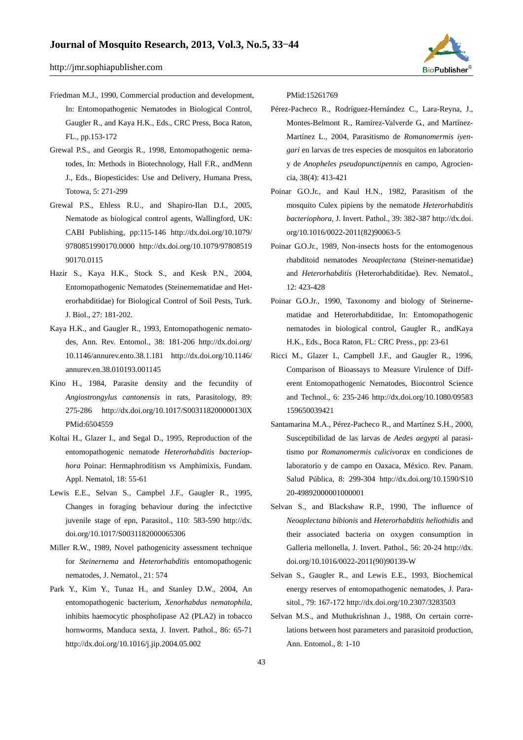Friedman M.J., 1990, Commercial production and development, In: Entomopathogenic Nematodes in Biological Control, Gaugler R., and Kaya H.K., Eds., CRC Press, Boca Raton, FL., pp.153-172

Grewal P.S., and Georgis R., 1998, Entomopathogenic nematodes, In: Methods in Biotechnology, Hall F.R., andMenn J., Eds., Biopesticides: Use and Delivery, Humana Press, Totowa, 5: 271-299

Grewal P.S., Ehless R.U., and Shapiro-Ilan D.I., 2005, Nematode as biological control agents, Wallingford, UK: CABI Publishing, pp:115-146 http://dx.doi.org/10.1079/9780851990170.0000 http://dx.doi.org/10.1079/9780851990170.0115

Hazir S., Kaya H.K., Stock S., and Kesk P.N., 2004, Entomopathogenic Nematodes (Steinernematidae and Heterorhabditidae) for Biological Control of Soil Pests, Turk. J. Biol., 27: 181-202.

Kaya H.K., and Gaugler R., 1993, Entomopathogenic nematodes, Ann. Rev. Entomol., 38: 181-206 http://dx.doi.org/10.1146/annurev.ento.38.1.181 http://dx.doi.org/10.1146/annurev.en.38.010193.001145

Kino H., 1984, Parasite density and the fecundity of *Angiostrongylus cantonensis* in rats, Parasitology, 89: 275-286 http://dx.doi.org/10.1017/S003118200000130X PMid:6504559

Koltai H., Glazer I., and Segal D., 1995, Reproduction of the entomopathogenic nematode *Heterorhabditis bacteriophora* Poinar: Hermaphroditism vs Amphimixis, Fundam. Appl. Nematol, 18: 55-61

Lewis E.E., Selvan S., Campbel J.F., Gaugler R., 1995, Changes in foraging behaviour during the infectctive juvenile stage of epn, Parasitol., 110: 583-590 http://dx.doi.org/10.1017/S0031182000065306

Miller R.W., 1989, Novel pathogenicity assessment technique for *Steinernema* and *Heterorhabditis* entomopathogenic nematodes, J. Nematol., 21: 574

Park Y., Kim Y., Tunaz H., and Stanley D.W., 2004, An entomopathogenic bacterium, *Xenorhabdus nematophila*, inhibits haemocytic phospholipase A2 (PLA2) in tobacco hornworms, Manduca sexta, J. Invert. Pathol., 86: 65-71 http://dx.doi.org/10.1016/j.jip.2004.05.002 PMid:15261769

Pérez-Pacheco R., Rodríguez-Hernández C., Lara-Reyna, J., Montes-Belmont R., Ramírez-Valverde G., and Martínez-Martínez L., 2004, Parasitismo de *Romanomermis iyengari* en larvas de tres especies de mosquitos en laboratorio y de *Anopheles pseudopunctipennis* en campo, Agrociencia, 38(4): 413-421

Poinar G.O.Jr., and Kaul H.N., 1982, Parasitism of the mosquito Culex pipiens by the nematode *Heterorhabditis bacteriophora*, J. Invert. Pathol., 39: 382-387 http://dx.doi.org/10.1016/0022-2011(82)90063-5

Poinar G.O.Jr., 1989, Non-insects hosts for the entomogenous rhabditoid nematodes *Neoaplectana* (Steiner-nematidae) and *Heterorhabditis* (Heterorhabditidae). Rev. Nematol., 12: 423-428

Poinar G.O.Jr., 1990, Taxonomy and biology of Steinernematidae and Heterorhabditidae, In: Entomopathogenic nematodes in biological control, Gaugler R., andKaya H.K., Eds., Boca Raton, FL: CRC Press., pp: 23-61

Ricci M., Glazer I., Campbell J.F., and Gaugler R., 1996, Comparison of Bioassays to Measure Virulence of Different Entomopathogenic Nematodes, Biocontrol Science and Technol., 6: 235-246 http://dx.doi.org/10.1080/09583159650039421

Santamarina M.A., Pérez-Pacheco R., and Martínez S.H., 2000, Susceptibilidad de las larvas de *Aedes aegypti* al parasitismo por *Romanomermis culicivorax* en condiciones de laboratorio y de campo en Oaxaca, México. Rev. Panam. Salud Pública, 8: 299-304 http://dx.doi.org/10.1590/S1020-49892000001000001

Selvan S., and Blackshaw R.P., 1990, The influence of *Neoaplectana bibionis* and *Heterorhabditis heliothidis* and their associated bacteria on oxygen consumption in Galleria mellonella, J. Invert. Pathol., 56: 20-24 http://dx.doi.org/10.1016/0022-2011(90)90139-W

Selvan S., Gaugler R., and Lewis E.E., 1993, Biochemical energy reserves of entomopathogenic nematodes, J. Parasitol., 79: 167-172 http://dx.doi.org/10.2307/3283503

Selvan M.S., and Muthukrishnan J., 1988, On certain correlations between host parameters and parasitoid production, Ann. Entomol., 8: 1-10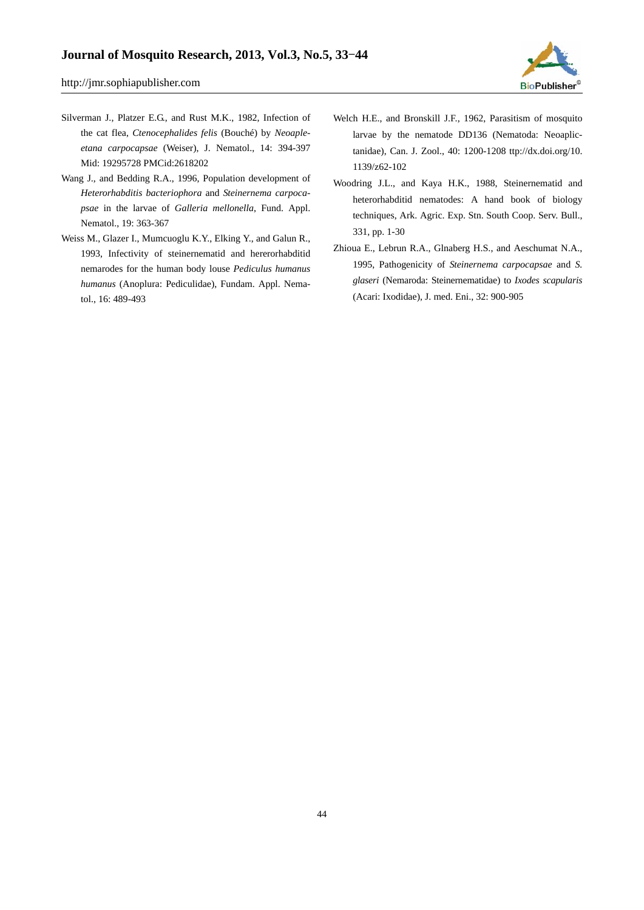Silverman J., Platzer E.G., and Rust M.K., 1982, Infection of the cat flea, *Ctenocephalides felis* (Bouché) by *Neoapleetana carpocapsae* (Weiser), J. Nematol., 14: 394-397 Mid: 19295728 PMCid:2618202

Wang J., and Bedding R.A., 1996, Population development of *Heterorhabditis bacteriophora* and *Steinernema carpocapsae* in the larvae of *Galleria mellonella*, Fund. Appl. Nematol., 19: 363-367

Weiss M., Glazer I., Mumcuoglu K.Y., Elking Y., and Galun R., 1993, Infectivity of steinernematid and hererorhabditid nemarodes for the human body louse *Pediculus humanus humanus* (Anoplura: Pediculidae), Fundam. Appl. Nematol., 16: 489-493

Welch H.E., and Bronskill J.F., 1962, Parasitism of mosquito larvae by the nematode DD136 (Nematoda: Neoaplictanidae), Can. J. Zool., 40: 1200-1208 ttp://dx.doi.org/10.1139/z62-102

Woodring J.L., and Kaya H.K., 1988, Steinernematid and heterorhabditid nematodes: A hand book of biology techniques, Ark. Agric. Exp. Stn. South Coop. Serv. Bull., 331, pp. 1-30

Zhioua E., Lebrun R.A., Glnaberg H.S., and Aeschumat N.A., 1995, Pathogenicity of *Steinernema carpocapsae* and *S. glaseri* (Nemaroda: Steinernematidae) to *Ixodes scapularis* (Acari: Ixodidae), J. med. Eni., 32: 900-905